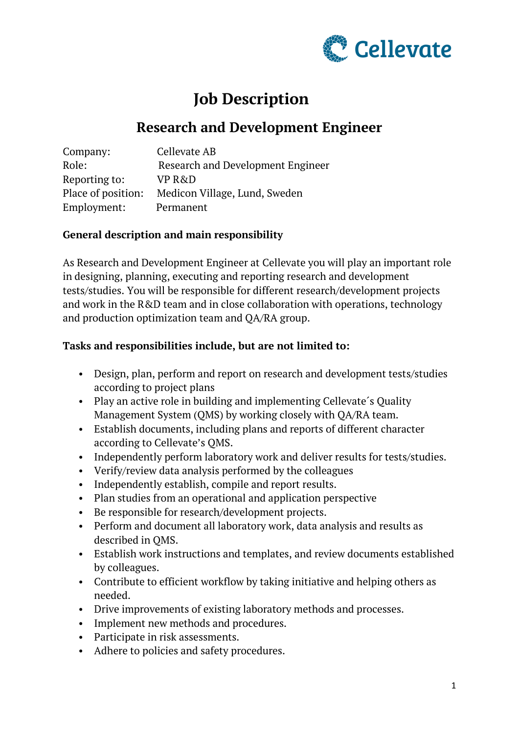# Job Description

## Research and Development Engineer

| | |
|---|---|
| Company: | Cellevate AB |
| Role: | Research and Development Engineer |
| Reporting to: | VP R&D |
| Place of position: | Medicon Village, Lund, Sweden |
| Employment: | Permanent |

**General description and main responsibility**

As Research and Development Engineer at Cellevate you will play an important role in designing, planning, executing and reporting research and development tests/studies. You will be responsible for different research/development projects and work in the R&D team and in close collaboration with operations, technology and production optimization team and QA/RA group.

**Tasks and responsibilities include, but are not limited to:**

- Design, plan, perform and report on research and development tests/studies according to project plans
- Play an active role in building and implementing Cellevate´s Quality Management System (QMS) by working closely with QA/RA team.
- Establish documents, including plans and reports of different character according to Cellevate's QMS.
- Independently perform laboratory work and deliver results for tests/studies.
- Verify/review data analysis performed by the colleagues
- Independently establish, compile and report results.
- Plan studies from an operational and application perspective
- Be responsible for research/development projects.
- Perform and document all laboratory work, data analysis and results as described in QMS.
- Establish work instructions and templates, and review documents established by colleagues.
- Contribute to efficient workflow by taking initiative and helping others as needed.
- Drive improvements of existing laboratory methods and processes.
- Implement new methods and procedures.
- Participate in risk assessments.
- Adhere to policies and safety procedures.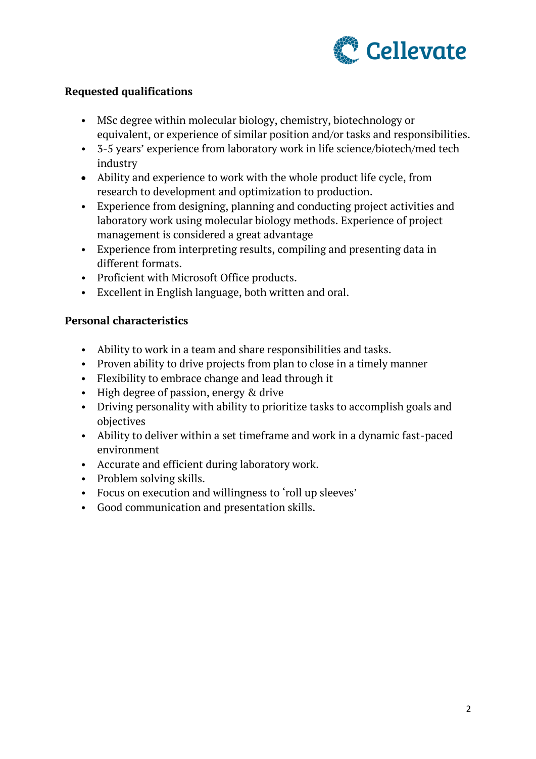**Requested qualifications**

- MSc degree within molecular biology, chemistry, biotechnology or equivalent, or experience of similar position and/or tasks and responsibilities.
- 3-5 years' experience from laboratory work in life science/biotech/med tech industry
- Ability and experience to work with the whole product life cycle, from research to development and optimization to production.
- Experience from designing, planning and conducting project activities and laboratory work using molecular biology methods. Experience of project management is considered a great advantage
- Experience from interpreting results, compiling and presenting data in different formats.
- Proficient with Microsoft Office products.
- Excellent in English language, both written and oral.

**Personal characteristics**

- Ability to work in a team and share responsibilities and tasks.
- Proven ability to drive projects from plan to close in a timely manner
- Flexibility to embrace change and lead through it
- High degree of passion, energy & drive
- Driving personality with ability to prioritize tasks to accomplish goals and objectives
- Ability to deliver within a set timeframe and work in a dynamic fast-paced environment
- Accurate and efficient during laboratory work.
- Problem solving skills.
- Focus on execution and willingness to 'roll up sleeves'
- Good communication and presentation skills.